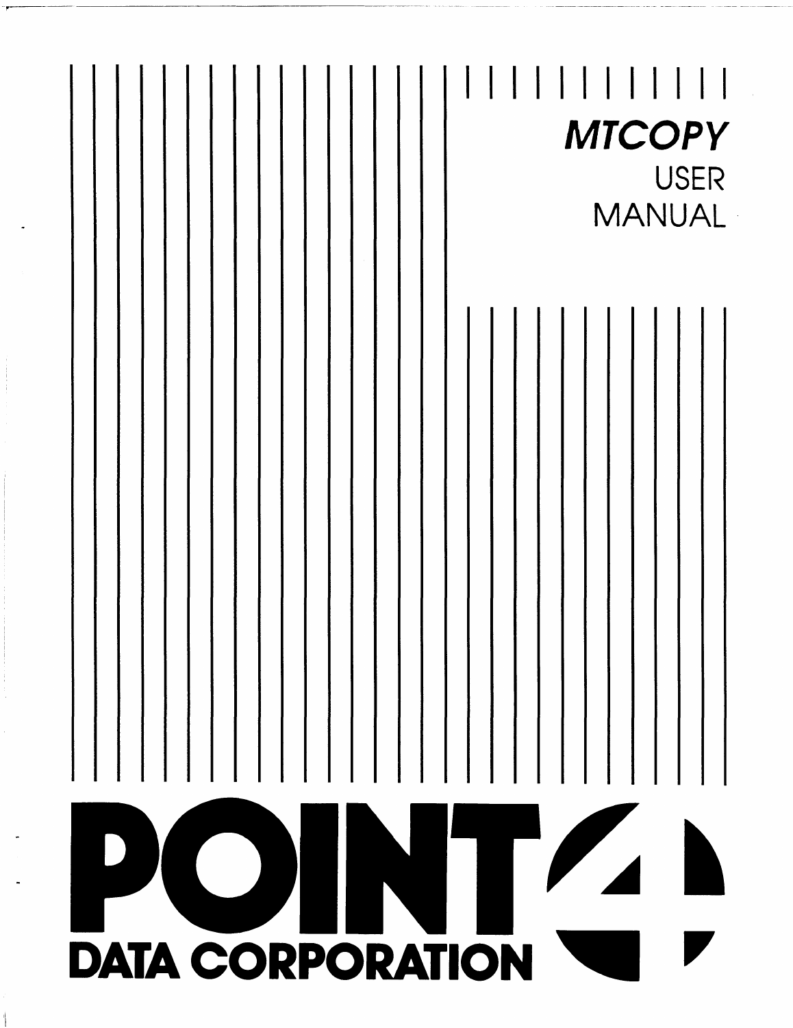# *MTCOPY*

## USER MANUAL

**POINT 4**

**DATA CORPORATION**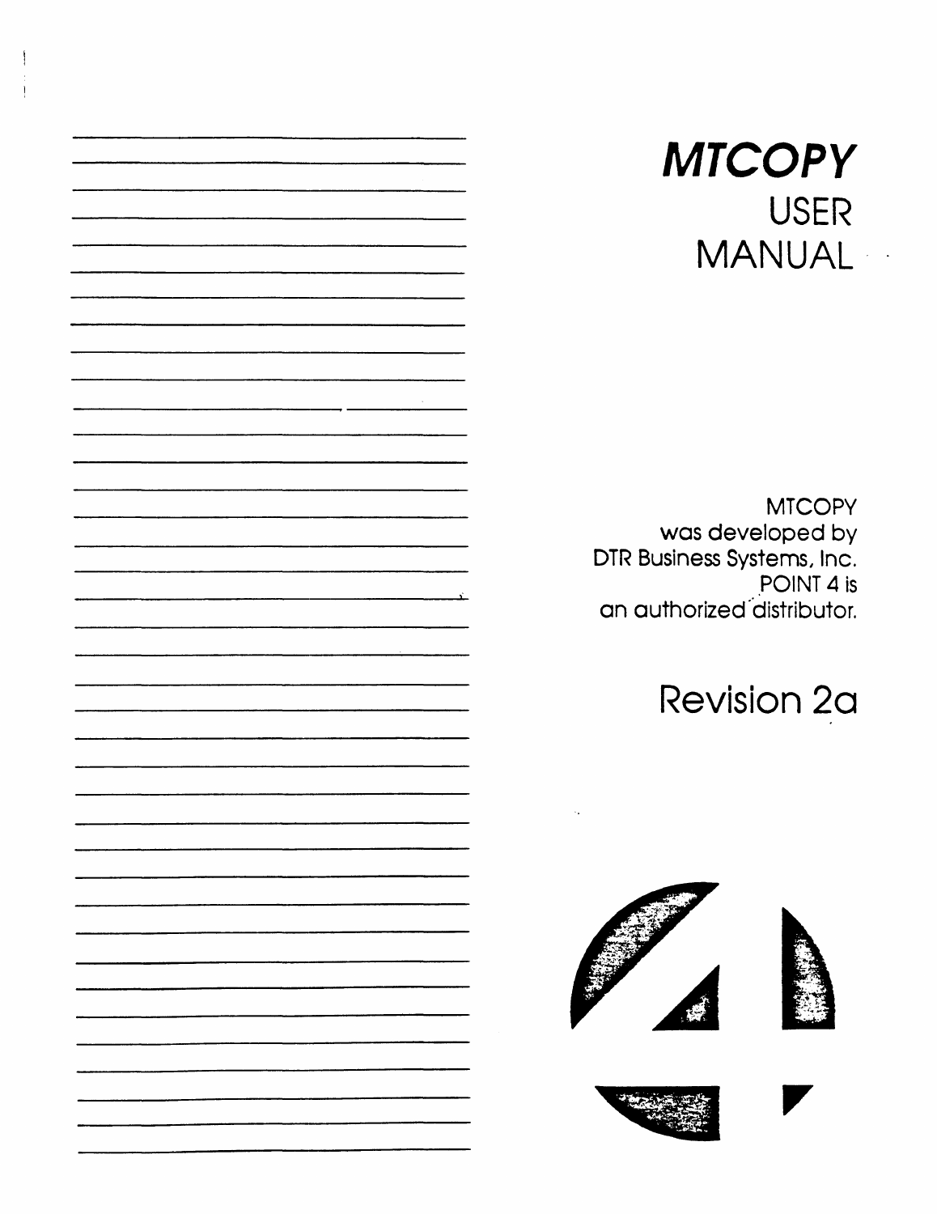# *MTCOPY*

## USER MANUAL

MTCOPY was developed by DTR Business Systems, Inc. POINT 4 is an authorized distributor.

## Revision 2a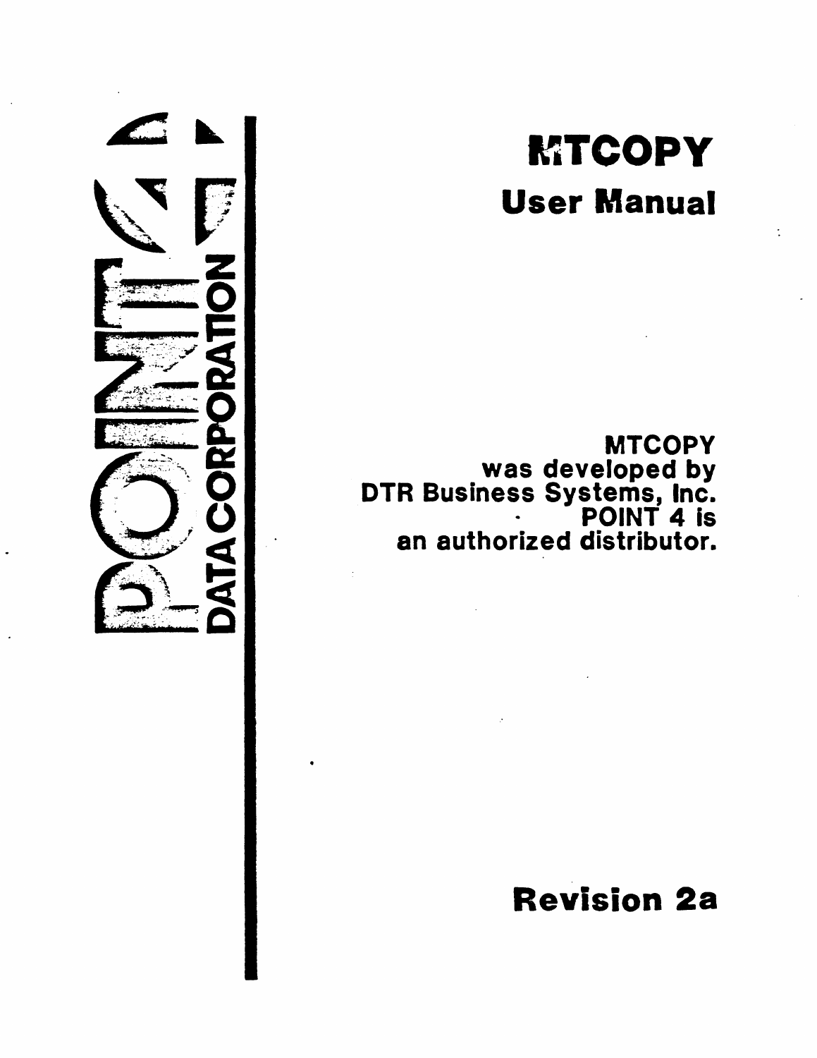POINT 4 DATA CORPORATION

# MTCOPY

## User Manual

MTCOPY
was developed by
DTR Business Systems, Inc.
POINT 4 is
an authorized distributor.

## Revision 2a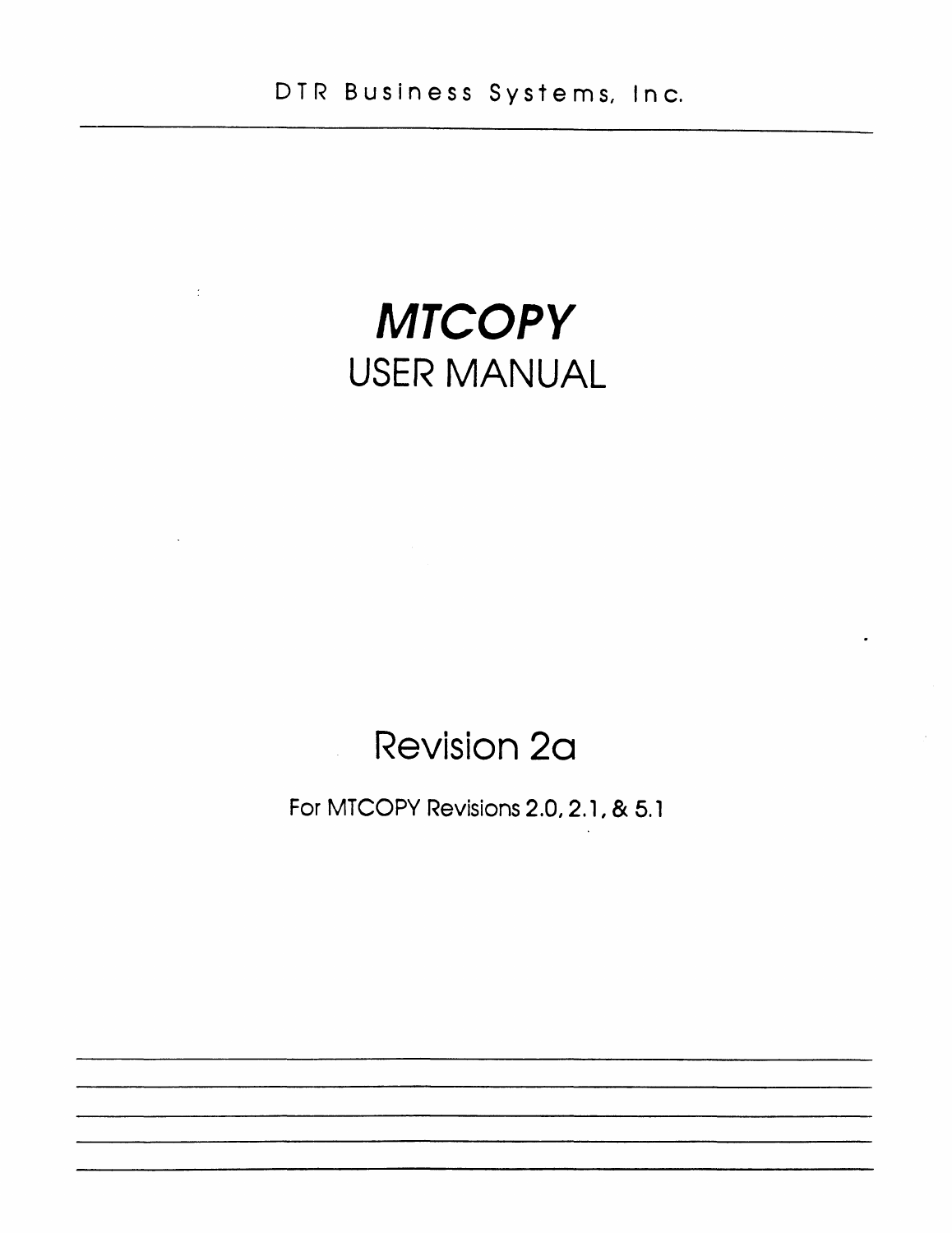DTR Business Systems, Inc.

# *MTCOPY*

# USER MANUAL

## Revision 2a

For MTCOPY Revisions 2.0, 2.1, & 5.1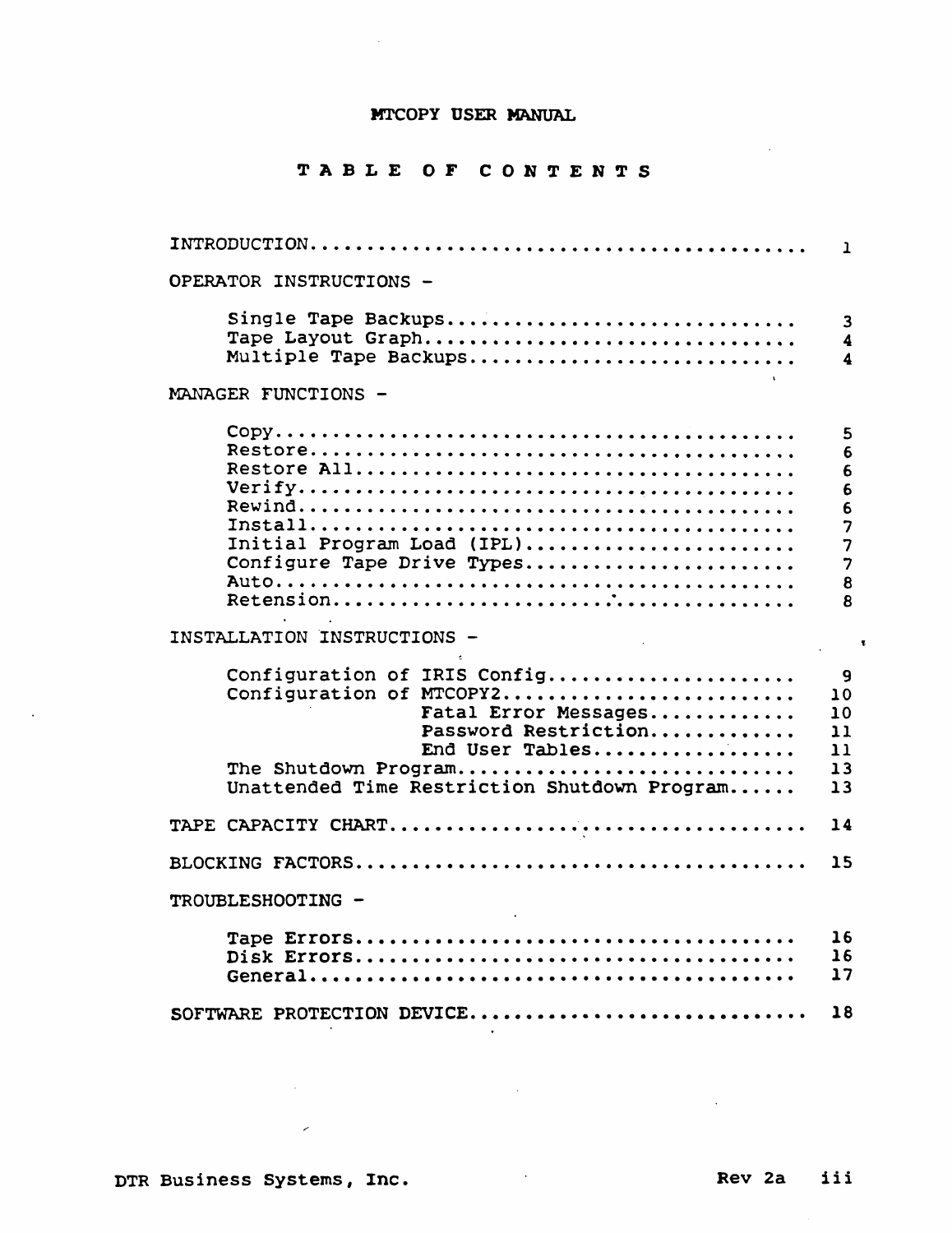# MTCOPY USER MANUAL

## TABLE OF CONTENTS

| | |
|---|---|
| INTRODUCTION | 1 |
| **OPERATOR INSTRUCTIONS -** | |
| Single Tape Backups | 3 |
| Tape Layout Graph | 4 |
| Multiple Tape Backups | 4 |
| **MANAGER FUNCTIONS -** | |
| Copy | 5 |
| Restore | 6 |
| Restore All | 6 |
| Verify | 6 |
| Rewind | 6 |
| Install | 7 |
| Initial Program Load (IPL) | 7 |
| Configure Tape Drive Types | 7 |
| Auto | 8 |
| Retension | 8 |
| **INSTALLATION INSTRUCTIONS -** | |
| Configuration of IRIS Config | 9 |
| Configuration of MTCOPY2 | 10 |
| Fatal Error Messages | 10 |
| Password Restriction | 11 |
| End User Tables | 11 |
| The Shutdown Program | 13 |
| Unattended Time Restriction Shutdown Program | 13 |
| TAPE CAPACITY CHART | 14 |
| BLOCKING FACTORS | 15 |
| **TROUBLESHOOTING -** | |
| Tape Errors | 16 |
| Disk Errors | 16 |
| General | 17 |
| SOFTWARE PROTECTION DEVICE | 18 |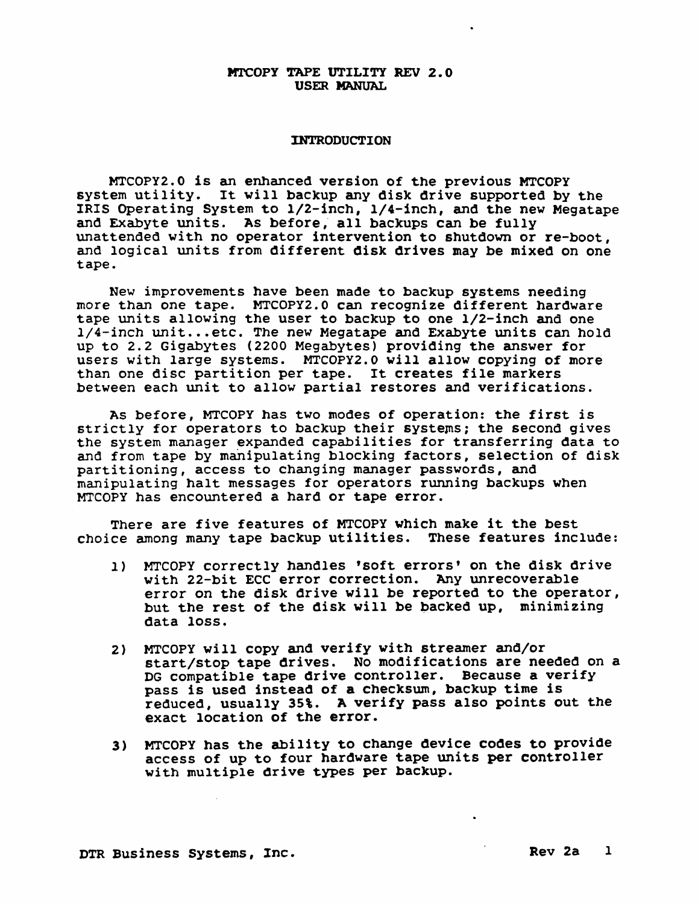# MTCOPY TAPE UTILITY REV 2.0
# USER MANUAL

## INTRODUCTION

MTCOPY2.0 is an enhanced version of the previous MTCOPY system utility. It will backup any disk drive supported by the IRIS Operating System to 1/2-inch, 1/4-inch, and the new Megatape and Exabyte units. As before, all backups can be fully unattended with no operator intervention to shutdown or re-boot, and logical units from different disk drives may be mixed on one tape.

New improvements have been made to backup systems needing more than one tape. MTCOPY2.0 can recognize different hardware tape units allowing the user to backup to one 1/2-inch and one 1/4-inch unit...etc. The new Megatape and Exabyte units can hold up to 2.2 Gigabytes (2200 Megabytes) providing the answer for users with large systems. MTCOPY2.0 will allow copying of more than one disc partition per tape. It creates file markers between each unit to allow partial restores and verifications.

As before, MTCOPY has two modes of operation: the first is strictly for operators to backup their systems; the second gives the system manager expanded capabilities for transferring data to and from tape by manipulating blocking factors, selection of disk partitioning, access to changing manager passwords, and manipulating halt messages for operators running backups when MTCOPY has encountered a hard or tape error.

There are five features of MTCOPY which make it the best choice among many tape backup utilities. These features include:

1) MTCOPY correctly handles 'soft errors' on the disk drive with 22-bit ECC error correction. Any unrecoverable error on the disk drive will be reported to the operator, but the rest of the disk will be backed up, minimizing data loss.

2) MTCOPY will copy and verify with streamer and/or start/stop tape drives. No modifications are needed on a DG compatible tape drive controller. Because a verify pass is used instead of a checksum, backup time is reduced, usually 35%. A verify pass also points out the exact location of the error.

3) MTCOPY has the ability to change device codes to provide access of up to four hardware tape units per controller with multiple drive types per backup.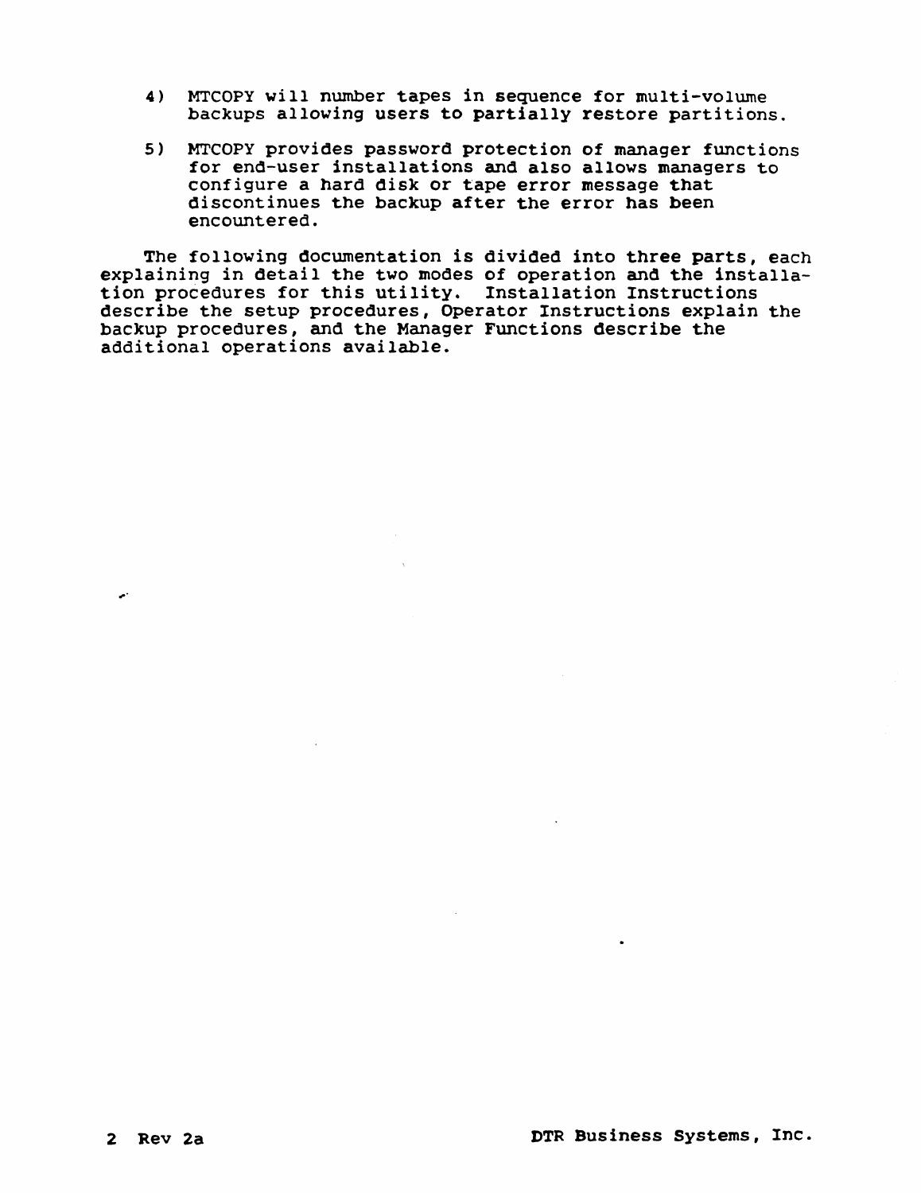4) MTCOPY will number tapes in sequence for multi-volume backups allowing users to partially restore partitions.

5) MTCOPY provides password protection of manager functions for end-user installations and also allows managers to configure a hard disk or tape error message that discontinues the backup after the error has been encountered.

The following documentation is divided into three parts, each explaining in detail the two modes of operation and the installation procedures for this utility. Installation Instructions describe the setup procedures, Operator Instructions explain the backup procedures, and the Manager Functions describe the additional operations available.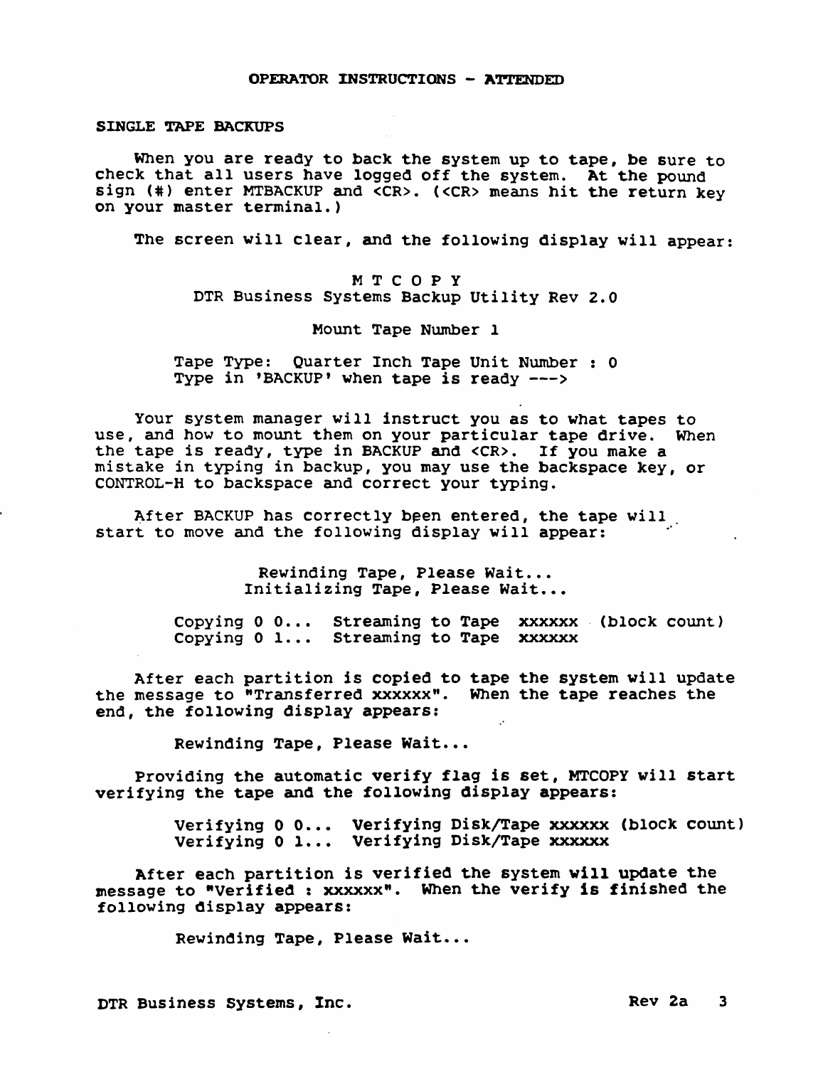## OPERATOR INSTRUCTIONS - ATTENDED

### SINGLE TAPE BACKUPS

When you are ready to back the system up to tape, be sure to check that all users have logged off the system. At the pound sign (#) enter MTBACKUP and <CR>. (<CR> means hit the return key on your master terminal.)

The screen will clear, and the following display will appear:

```
                    M T C O P Y
     DTR Business Systems Backup Utility Rev 2.0

                  Mount Tape Number 1

     Tape Type:  Quarter Inch Tape Unit Number : 0
     Type in 'BACKUP' when tape is ready --->
```

Your system manager will instruct you as to what tapes to use, and how to mount them on your particular tape drive. When the tape is ready, type in BACKUP and <CR>. If you make a mistake in typing in backup, you may use the backspace key, or CONTROL-H to backspace and correct your typing.

After BACKUP has correctly been entered, the tape will start to move and the following display will appear:

```
            Rewinding Tape, Please Wait...
            Initializing Tape, Please Wait...

     Copying 0 0...  Streaming to Tape  xxxxxx  (block count)
     Copying 0 1...  Streaming to Tape  xxxxxx
```

After each partition is copied to tape the system will update the message to "Transferred xxxxxx". When the tape reaches the end, the following display appears:

```
     Rewinding Tape, Please Wait...
```

Providing the automatic verify flag is set, MTCOPY will start verifying the tape and the following display appears:

```
     Verifying 0 0...  Verifying Disk/Tape xxxxxx (block count)
     Verifying 0 1...  Verifying Disk/Tape xxxxxx
```

After each partition is verified the system will update the message to "Verified : xxxxxx". When the verify is finished the following display appears:

```
     Rewinding Tape, Please Wait...
```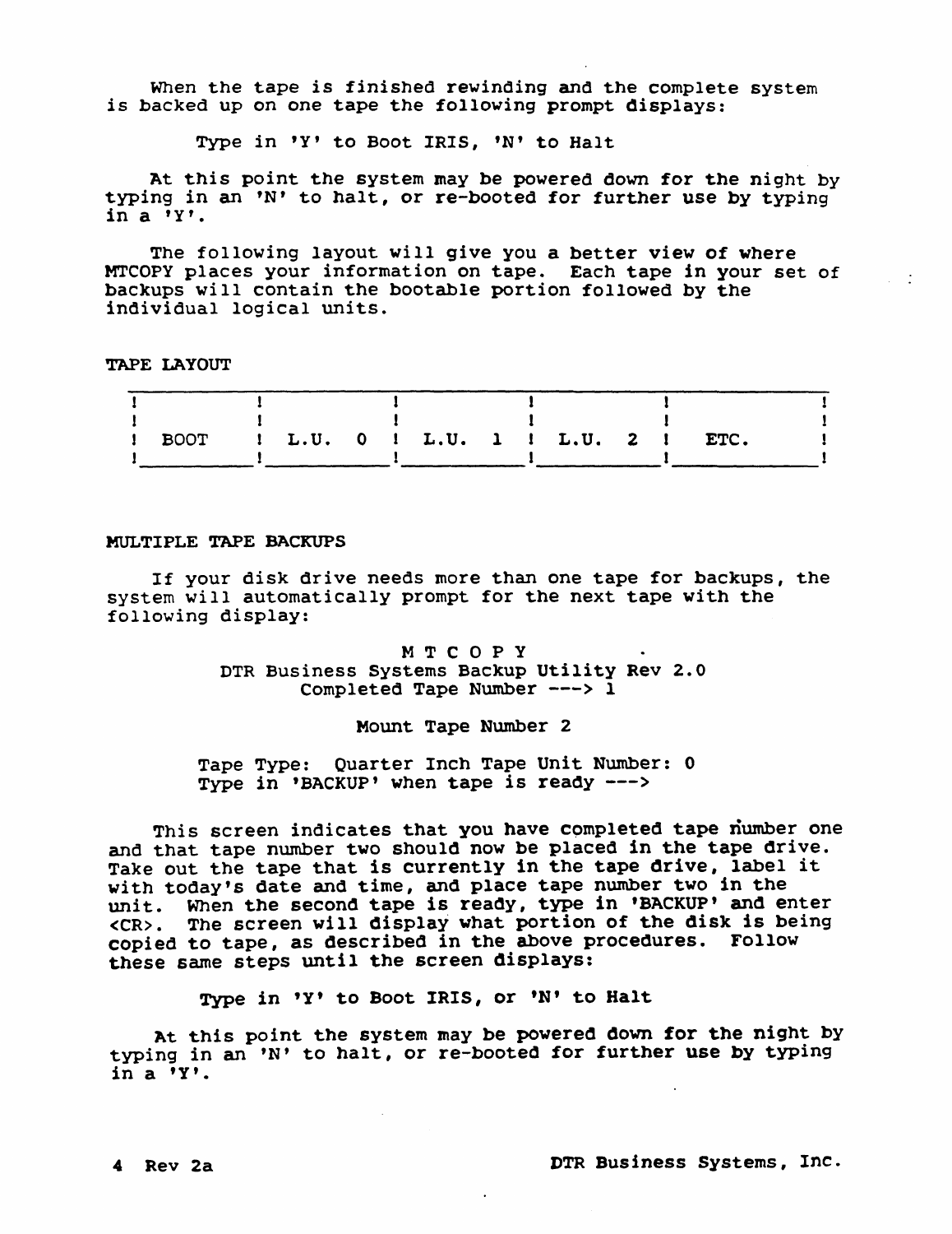When the tape is finished rewinding and the complete system is backed up on one tape the following prompt displays:

```
Type in 'Y' to Boot IRIS, 'N' to Halt
```

At this point the system may be powered down for the night by typing in an 'N' to halt, or re-booted for further use by typing in a 'Y'.

The following layout will give you a better view of where MTCOPY places your information on tape. Each tape in your set of backups will contain the bootable portion followed by the individual logical units.

TAPE LAYOUT

| BOOT | L.U. 0 | L.U. 1 | L.U. 2 | ETC. |
|---|---|---|---|---|

MULTIPLE TAPE BACKUPS

If your disk drive needs more than one tape for backups, the system will automatically prompt for the next tape with the following display:

```
                    M T C O P Y
     DTR Business Systems Backup Utility Rev 2.0
            Completed Tape Number ---> 1

                 Mount Tape Number 2

   Tape Type:  Quarter Inch Tape Unit Number: 0
   Type in 'BACKUP' when tape is ready --->
```

This screen indicates that you have completed tape number one and that tape number two should now be placed in the tape drive. Take out the tape that is currently in the tape drive, label it with today's date and time, and place tape number two in the unit. When the second tape is ready, type in 'BACKUP' and enter <CR>. The screen will display what portion of the disk is being copied to tape, as described in the above procedures. Follow these same steps until the screen displays:

```
Type in 'Y' to Boot IRIS, or 'N' to Halt
```

At this point the system may be powered down for the night by typing in an 'N' to halt, or re-booted for further use by typing in a 'Y'.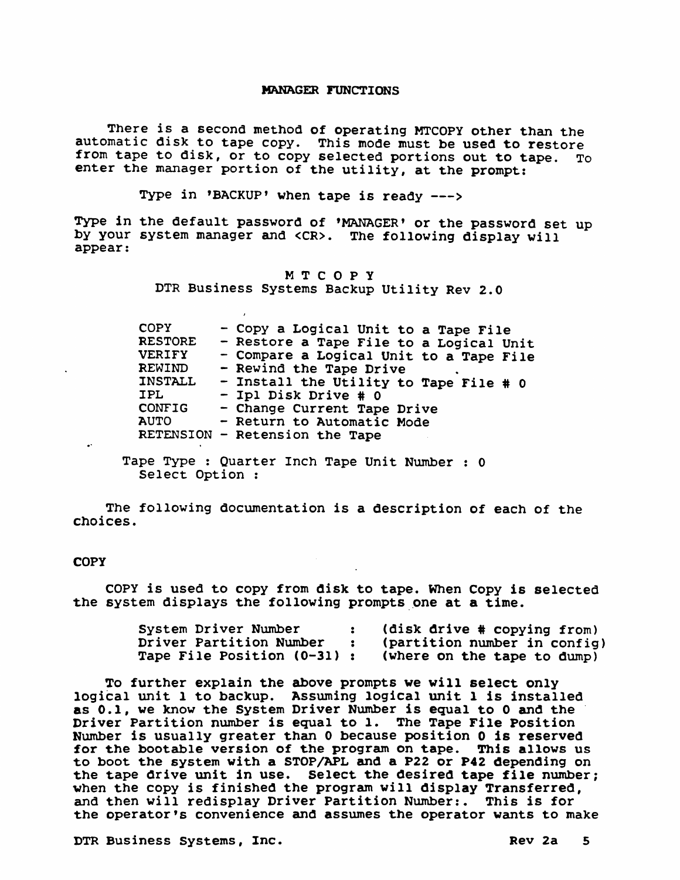## MANAGER FUNCTIONS

There is a second method of operating MTCOPY other than the automatic disk to tape copy. This mode must be used to restore from tape to disk, or to copy selected portions out to tape. To enter the manager portion of the utility, at the prompt:

```
Type in 'BACKUP' when tape is ready --->
```

Type in the default password of 'MANAGER' or the password set up by your system manager and <CR>. The following display will appear:

```
                    M T C O P Y
       DTR Business Systems Backup Utility Rev 2.0

  COPY      - Copy a Logical Unit to a Tape File
  RESTORE   - Restore a Tape File to a Logical Unit
  VERIFY    - Compare a Logical Unit to a Tape File
  REWIND    - Rewind the Tape Drive
  INSTALL   - Install the Utility to Tape File # 0
  IPL       - Ipl Disk Drive # 0
  CONFIG    - Change Current Tape Drive
  AUTO      - Return to Automatic Mode
  RETENSION - Retension the Tape

Tape Type : Quarter Inch Tape Unit Number : 0
  Select Option :
```

The following documentation is a description of each of the choices.

### COPY

COPY is used to copy from disk to tape. When Copy is selected the system displays the following prompts one at a time.

```
System Driver Number       :  (disk drive # copying from)
Driver Partition Number    :  (partition number in config)
Tape File Position (0-31)  :  (where on the tape to dump)
```

To further explain the above prompts we will select only logical unit 1 to backup. Assuming logical unit 1 is installed as 0.1, we know the System Driver Number is equal to 0 and the Driver Partition number is equal to 1. The Tape File Position Number is usually greater than 0 because position 0 is reserved for the bootable version of the program on tape. This allows us to boot the system with a STOP/APL and a P22 or P42 depending on the tape drive unit in use. Select the desired tape file number; when the copy is finished the program will display Transferred, and then will redisplay Driver Partition Number:. This is for the operator's convenience and assumes the operator wants to make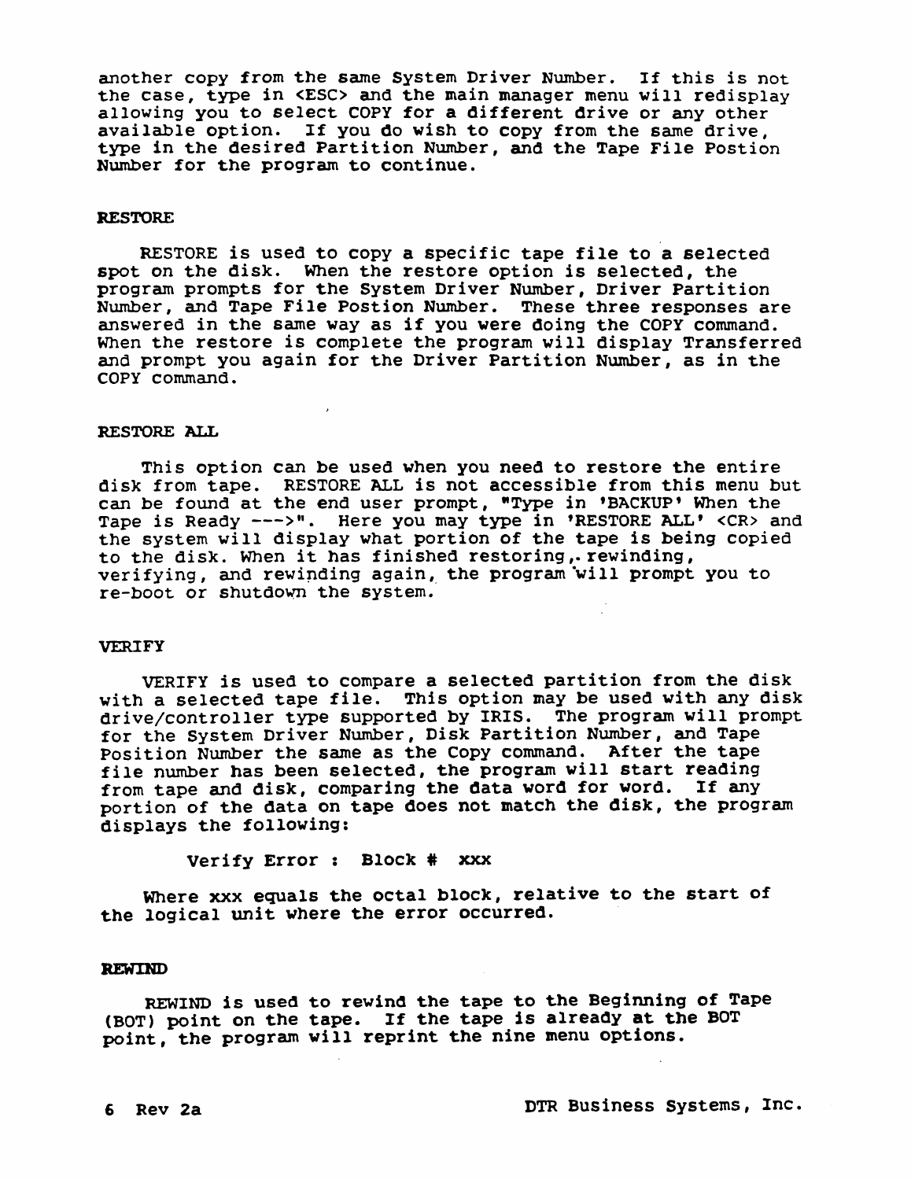another copy from the same System Driver Number. If this is not the case, type in <ESC> and the main manager menu will redisplay allowing you to select COPY for a different drive or any other available option. If you do wish to copy from the same drive, type in the desired Partition Number, and the Tape File Postion Number for the program to continue.

### RESTORE

RESTORE is used to copy a specific tape file to a selected spot on the disk. When the restore option is selected, the program prompts for the System Driver Number, Driver Partition Number, and Tape File Postion Number. These three responses are answered in the same way as if you were doing the COPY command. When the restore is complete the program will display Transferred and prompt you again for the Driver Partition Number, as in the COPY command.

### RESTORE ALL

This option can be used when you need to restore the entire disk from tape. RESTORE ALL is not accessible from this menu but can be found at the end user prompt, "Type in 'BACKUP' When the Tape is Ready --->". Here you may type in 'RESTORE ALL' <CR> and the system will display what portion of the tape is being copied to the disk. When it has finished restoring, rewinding, verifying, and rewinding again, the program will prompt you to re-boot or shutdown the system.

### VERIFY

VERIFY is used to compare a selected partition from the disk with a selected tape file. This option may be used with any disk drive/controller type supported by IRIS. The program will prompt for the System Driver Number, Disk Partition Number, and Tape Position Number the same as the Copy command. After the tape file number has been selected, the program will start reading from tape and disk, comparing the data word for word. If any portion of the data on tape does not match the disk, the program displays the following:

```
Verify Error : Block # xxx
```

Where xxx equals the octal block, relative to the start of the logical unit where the error occurred.

### REWIND

REWIND is used to rewind the tape to the Beginning of Tape (BOT) point on the tape. If the tape is already at the BOT point, the program will reprint the nine menu options.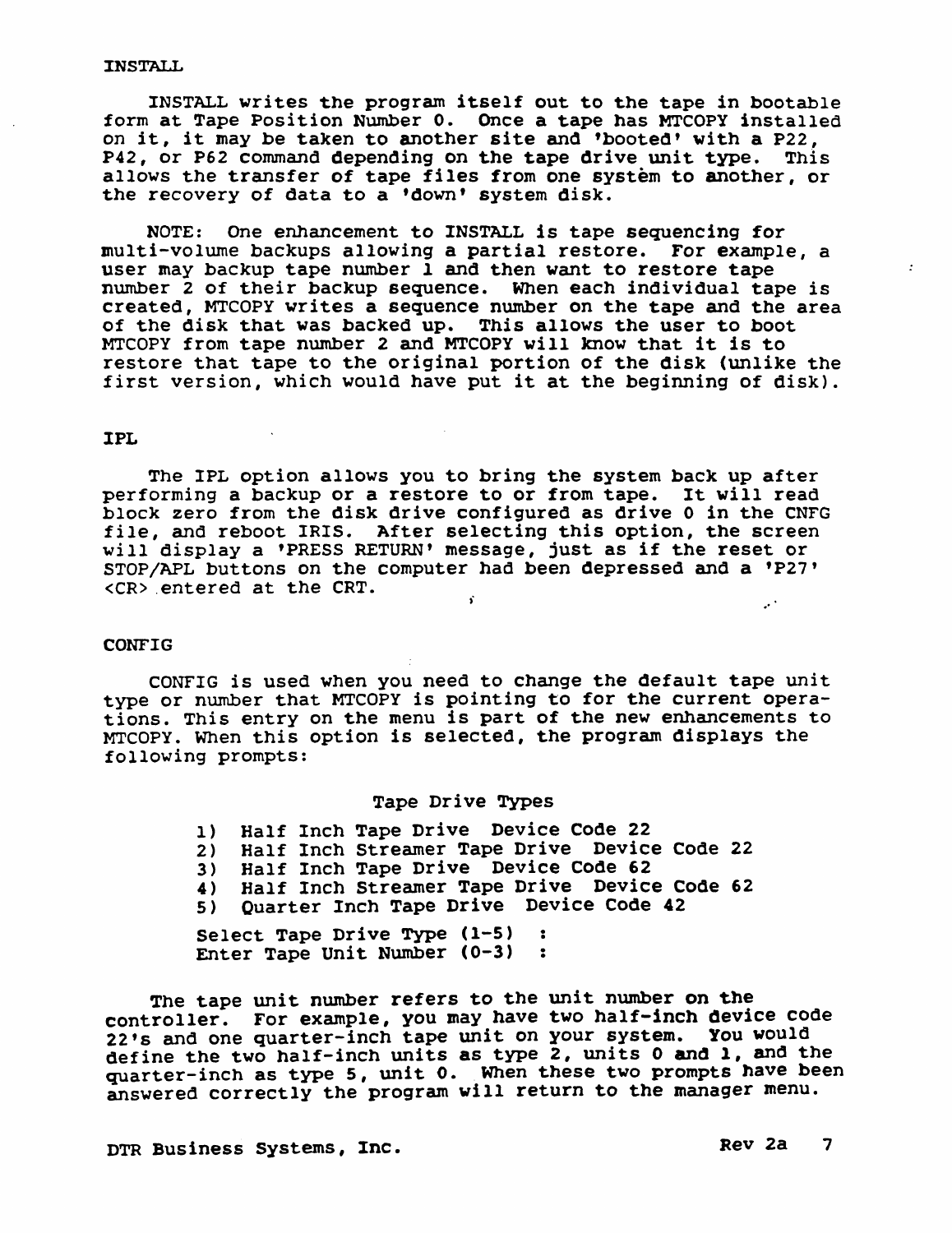## INSTALL

INSTALL writes the program itself out to the tape in bootable form at Tape Position Number 0. Once a tape has MTCOPY installed on it, it may be taken to another site and 'booted' with a P22, P42, or P62 command depending on the tape drive unit type. This allows the transfer of tape files from one system to another, or the recovery of data to a 'down' system disk.

NOTE: One enhancement to INSTALL is tape sequencing for multi-volume backups allowing a partial restore. For example, a user may backup tape number 1 and then want to restore tape number 2 of their backup sequence. When each individual tape is created, MTCOPY writes a sequence number on the tape and the area of the disk that was backed up. This allows the user to boot MTCOPY from tape number 2 and MTCOPY will know that it is to restore that tape to the original portion of the disk (unlike the first version, which would have put it at the beginning of disk).

## IPL

The IPL option allows you to bring the system back up after performing a backup or a restore to or from tape. It will read block zero from the disk drive configured as drive 0 in the CNFG file, and reboot IRIS. After selecting this option, the screen will display a 'PRESS RETURN' message, just as if the reset or STOP/APL buttons on the computer had been depressed and a 'P27' <CR> entered at the CRT.

## CONFIG

CONFIG is used when you need to change the default tape unit type or number that MTCOPY is pointing to for the current operations. This entry on the menu is part of the new enhancements to MTCOPY. When this option is selected, the program displays the following prompts:

```
                Tape Drive Types

    1)  Half Inch Tape Drive  Device Code 22
    2)  Half Inch Streamer Tape Drive  Device Code 22
    3)  Half Inch Tape Drive  Device Code 62
    4)  Half Inch Streamer Tape Drive  Device Code 62
    5)  Quarter Inch Tape Drive  Device Code 42

    Select Tape Drive Type (1-5)   :
    Enter Tape Unit Number (0-3)   :
```

The tape unit number refers to the unit number on the controller. For example, you may have two half-inch device code 22's and one quarter-inch tape unit on your system. You would define the two half-inch units as type 2, units 0 and 1, and the quarter-inch as type 5, unit 0. When these two prompts have been answered correctly the program will return to the manager menu.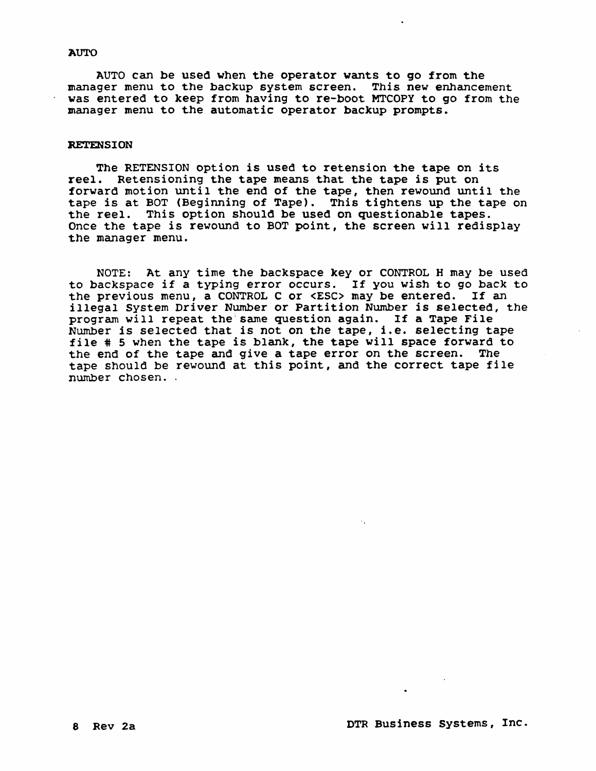**AUTO**

AUTO can be used when the operator wants to go from the manager menu to the backup system screen. This new enhancement was entered to keep from having to re-boot MTCOPY to go from the manager menu to the automatic operator backup prompts.

**RETENSION**

The RETENSION option is used to retension the tape on its reel. Retensioning the tape means that the tape is put on forward motion until the end of the tape, then rewound until the tape is at BOT (Beginning of Tape). This tightens up the tape on the reel. This option should be used on questionable tapes. Once the tape is rewound to BOT point, the screen will redisplay the manager menu.

NOTE: At any time the backspace key or CONTROL H may be used to backspace if a typing error occurs. If you wish to go back to the previous menu, a CONTROL C or <ESC> may be entered. If an illegal System Driver Number or Partition Number is selected, the program will repeat the same question again. If a Tape File Number is selected that is not on the tape, i.e. selecting tape file # 5 when the tape is blank, the tape will space forward to the end of the tape and give a tape error on the screen. The tape should be rewound at this point, and the correct tape file number chosen.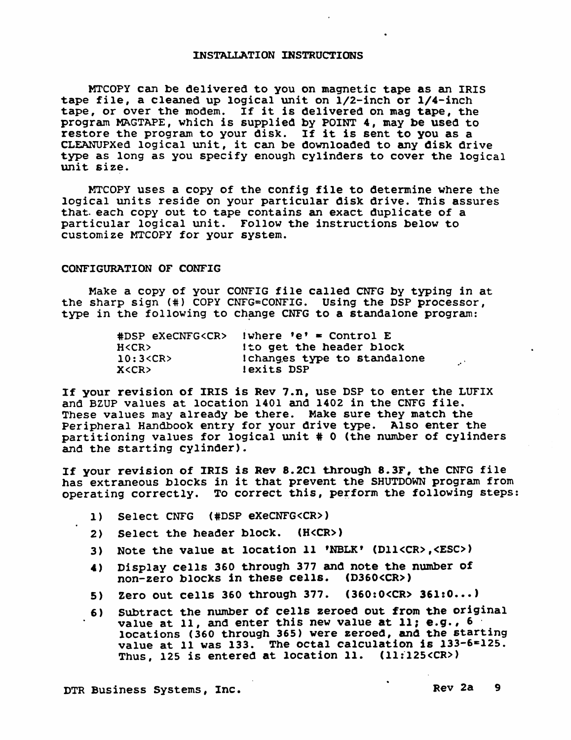# INSTALLATION INSTRUCTIONS

MTCOPY can be delivered to you on magnetic tape as an IRIS tape file, a cleaned up logical unit on 1/2-inch or 1/4-inch tape, or over the modem. If it is delivered on mag tape, the program MAGTAPE, which is supplied by POINT 4, may be used to restore the program to your disk. If it is sent to you as a CLEANUPXed logical unit, it can be downloaded to any disk drive type as long as you specify enough cylinders to cover the logical unit size.

MTCOPY uses a copy of the config file to determine where the logical units reside on your particular disk drive. This assures that each copy out to tape contains an exact duplicate of a particular logical unit. Follow the instructions below to customize MTCOPY for your system.

## CONFIGURATION OF CONFIG

Make a copy of your CONFIG file called CNFG by typing in at the sharp sign (#) COPY CNFG=CONFIG. Using the DSP processor, type in the following to change CNFG to a standalone program:

```
#DSP eXeCNFG<CR>  !where 'e' = Control E
H<CR>             !to get the header block
10:3<CR>          !changes type to standalone
X<CR>             !exits DSP
```

If your revision of IRIS is Rev 7.n, use DSP to enter the LUFIX and BZUP values at location 1401 and 1402 in the CNFG file. These values may already be there. Make sure they match the Peripheral Handbook entry for your drive type. Also enter the partitioning values for logical unit # 0 (the number of cylinders and the starting cylinder).

If your revision of IRIS is Rev 8.2C1 through 8.3F, the CNFG file has extraneous blocks in it that prevent the SHUTDOWN program from operating correctly. To correct this, perform the following steps:

1) Select CNFG (#DSP eXeCNFG<CR>)
2) Select the header block. (H<CR>)
3) Note the value at location 11 'NBLK' (D11<CR>,<ESC>)
4) Display cells 360 through 377 and note the number of non-zero blocks in these cells. (D360<CR>)
5) Zero out cells 360 through 377. (360:0<CR> 361:0...)
6) Subtract the number of cells zeroed out from the original value at 11, and enter this new value at 11; e.g., 6 locations (360 through 365) were zeroed, and the starting value at 11 was 133. The octal calculation is 133-6=125. Thus, 125 is entered at location 11. (11:125<CR>)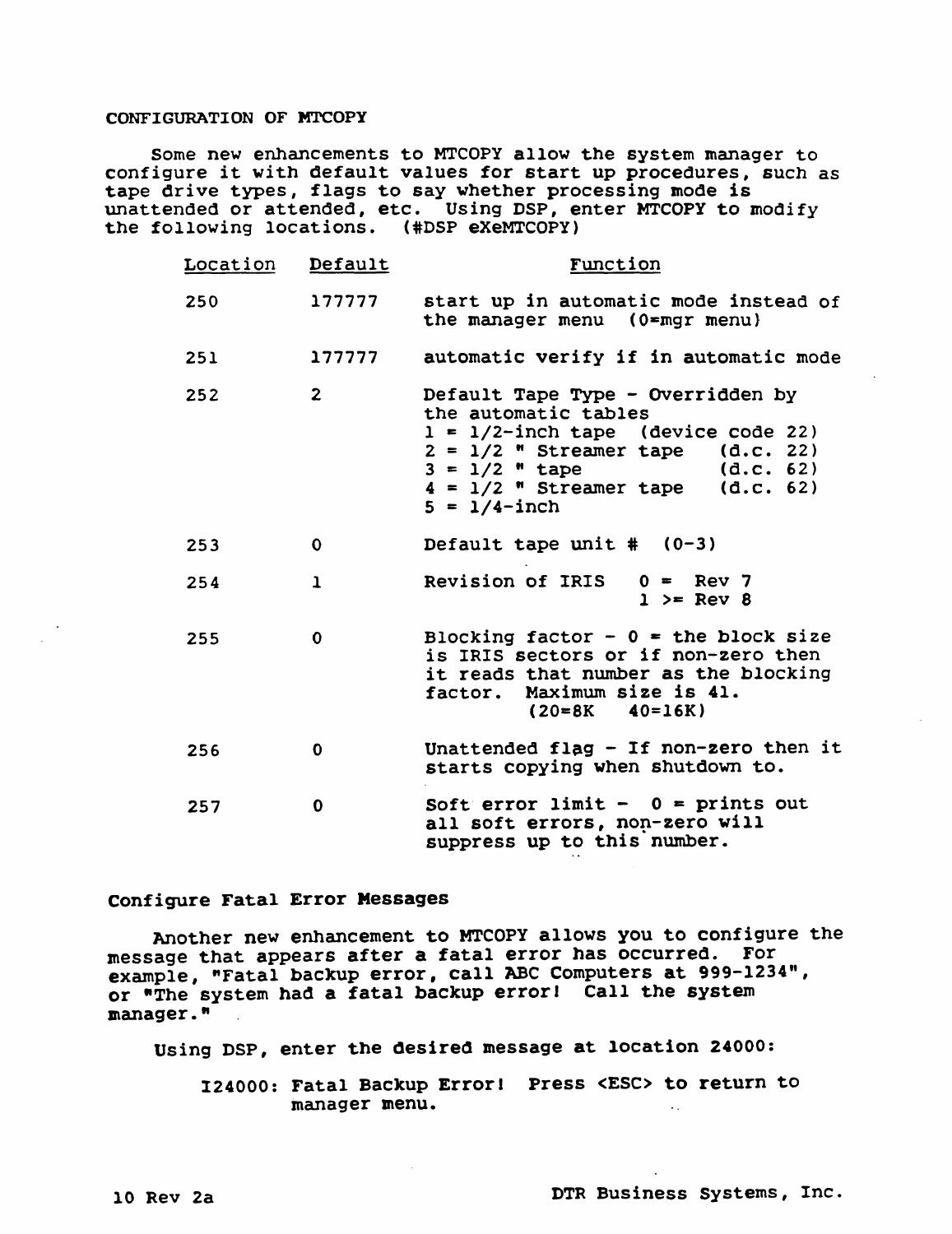## CONFIGURATION OF MTCOPY

Some new enhancements to MTCOPY allow the system manager to configure it with default values for start up procedures, such as tape drive types, flags to say whether processing mode is unattended or attended, etc. Using DSP, enter MTCOPY to modify the following locations. (#DSP eXeMTCOPY)

| Location | Default | Function |
|---|---|---|
| 250 | 177777 | start up in automatic mode instead of the manager menu (0=mgr menu) |
| 251 | 177777 | automatic verify if in automatic mode |
| 252 | 2 | Default Tape Type - Overridden by the automatic tables<br>1 = 1/2-inch tape (device code 22)<br>2 = 1/2 " Streamer tape (d.c. 22)<br>3 = 1/2 " tape (d.c. 62)<br>4 = 1/2 " Streamer tape (d.c. 62)<br>5 = 1/4-inch |
| 253 | 0 | Default tape unit # (0-3) |
| 254 | 1 | Revision of IRIS 0 = Rev 7<br>1 >= Rev 8 |
| 255 | 0 | Blocking factor - 0 = the block size is IRIS sectors or if non-zero then it reads that number as the blocking factor. Maximum size is 41.<br>(20=8K 40=16K) |
| 256 | 0 | Unattended flag - If non-zero then it starts copying when shutdown to. |
| 257 | 0 | Soft error limit - 0 = prints out all soft errors, non-zero will suppress up to this number. |

## Configure Fatal Error Messages

Another new enhancement to MTCOPY allows you to configure the message that appears after a fatal error has occurred. For example, "Fatal backup error, call ABC Computers at 999-1234", or "The system had a fatal backup error! Call the system manager."

Using DSP, enter the desired message at location 24000:

```
I24000: Fatal Backup Error!  Press <ESC> to return to
        manager menu.
```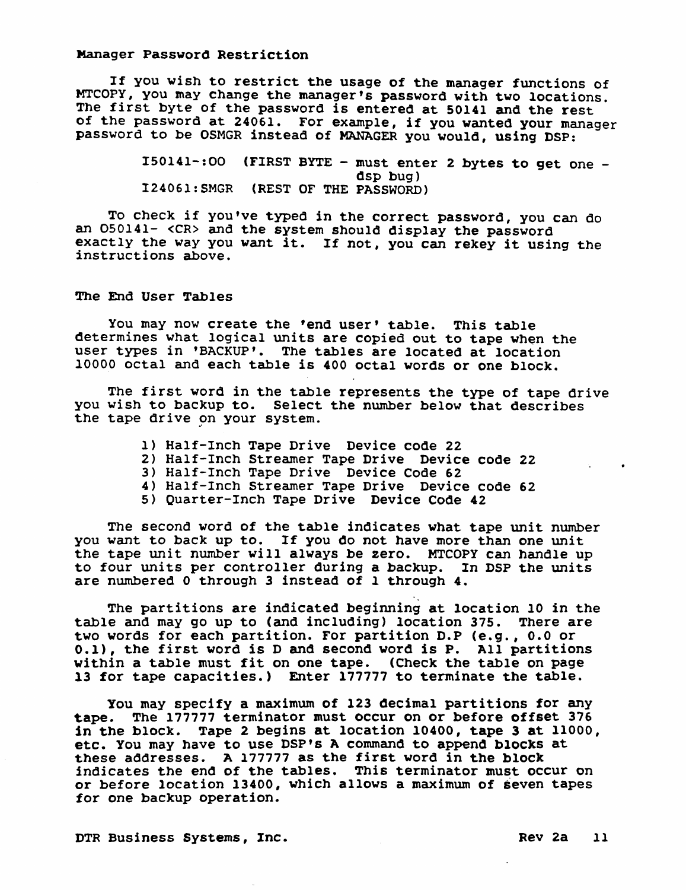### Manager Password Restriction

If you wish to restrict the usage of the manager functions of MTCOPY, you may change the manager's password with two locations. The first byte of the password is entered at 50141 and the rest of the password at 24061. For example, if you wanted your manager password to be OSMGR instead of MANAGER you would, using DSP:

```
I50141-:OO   (FIRST BYTE - must enter 2 bytes to get one -
                           dsp bug)
I24061:SMGR  (REST OF THE PASSWORD)
```

To check if you've typed in the correct password, you can do an O50141- <CR> and the system should display the password exactly the way you want it. If not, you can rekey it using the instructions above.

### The End User Tables

You may now create the 'end user' table. This table determines what logical units are copied out to tape when the user types in 'BACKUP'. The tables are located at location 10000 octal and each table is 400 octal words or one block.

The first word in the table represents the type of tape drive you wish to backup to. Select the number below that describes the tape drive on your system.

1) Half-Inch Tape Drive  Device code 22
2) Half-Inch Streamer Tape Drive  Device code 22
3) Half-Inch Tape Drive  Device Code 62
4) Half-Inch Streamer Tape Drive  Device code 62
5) Quarter-Inch Tape Drive  Device Code 42

The second word of the table indicates what tape unit number you want to back up to. If you do not have more than one unit the tape unit number will always be zero. MTCOPY can handle up to four units per controller during a backup. In DSP the units are numbered 0 through 3 instead of 1 through 4.

The partitions are indicated beginning at location 10 in the table and may go up to (and including) location 375. There are two words for each partition. For partition D.P (e.g., 0.0 or 0.1), the first word is D and second word is P. All partitions within a table must fit on one tape. (Check the table on page 13 for tape capacities.) Enter 177777 to terminate the table.

You may specify a maximum of 123 decimal partitions for any tape. The 177777 terminator must occur on or before offset 376 in the block. Tape 2 begins at location 10400, tape 3 at 11000, etc. You may have to use DSP's A command to append blocks at these addresses. A 177777 as the first word in the block indicates the end of the tables. This terminator must occur on or before location 13400, which allows a maximum of seven tapes for one backup operation.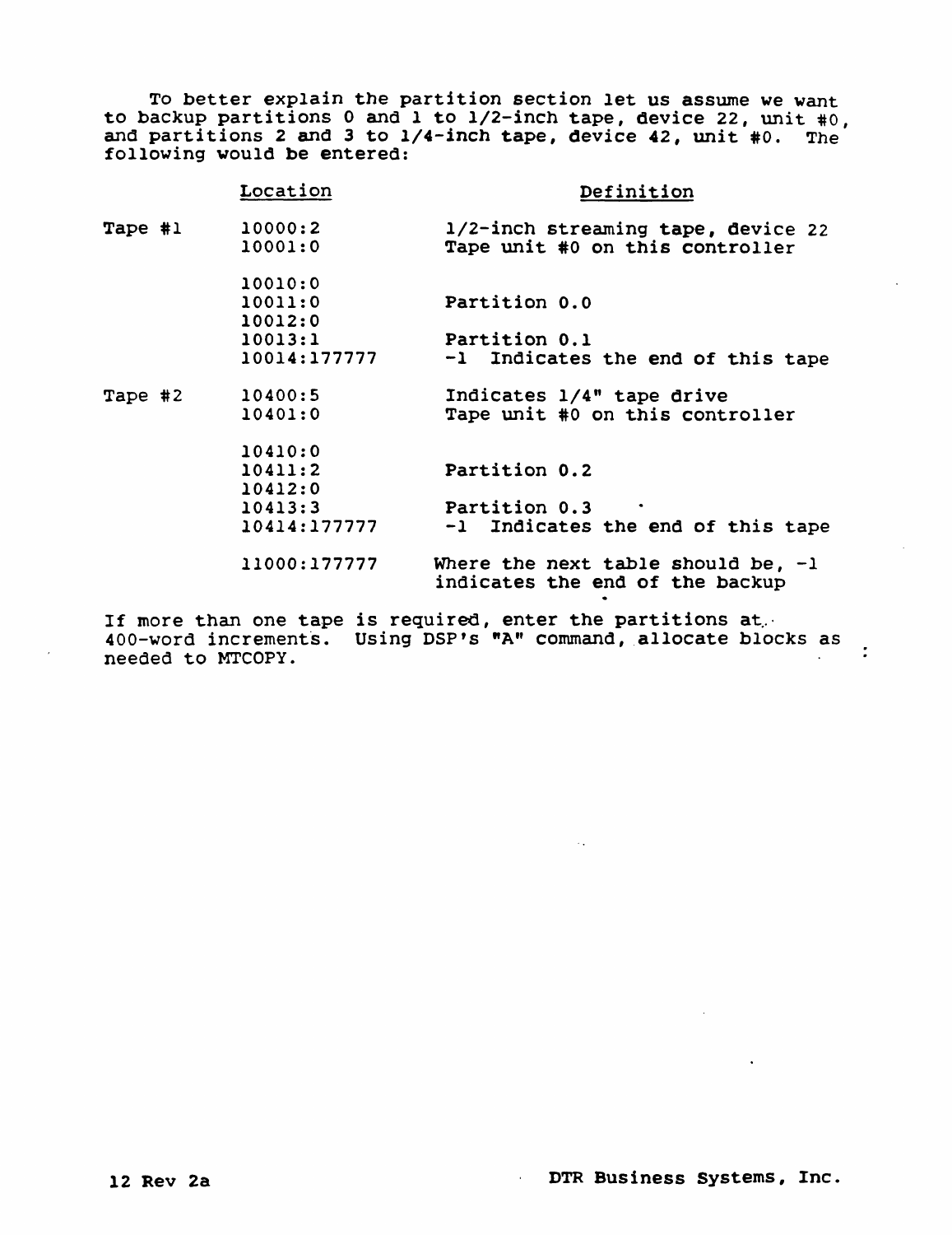To better explain the partition section let us assume we want to backup partitions 0 and 1 to 1/2-inch tape, device 22, unit #0, and partitions 2 and 3 to 1/4-inch tape, device 42, unit #0. The following would be entered:

| | Location | Definition |
|---|---|---|
| Tape #1 | 10000:2 | 1/2-inch streaming tape, device 22 |
| | 10001:0 | Tape unit #0 on this controller |
| | 10010:0 | |
| | 10011:0 | Partition 0.0 |
| | 10012:0 | |
| | 10013:1 | Partition 0.1 |
| | 10014:177777 | -1 Indicates the end of this tape |
| Tape #2 | 10400:5 | Indicates 1/4" tape drive |
| | 10401:0 | Tape unit #0 on this controller |
| | 10410:0 | |
| | 10411:2 | Partition 0.2 |
| | 10412:0 | |
| | 10413:3 | Partition 0.3 |
| | 10414:177777 | -1 Indicates the end of this tape |
| | 11000:177777 | Where the next table should be, -1 indicates the end of the backup |

If more than one tape is required, enter the partitions at 400-word increments. Using DSP's "A" command, allocate blocks as needed to MTCOPY.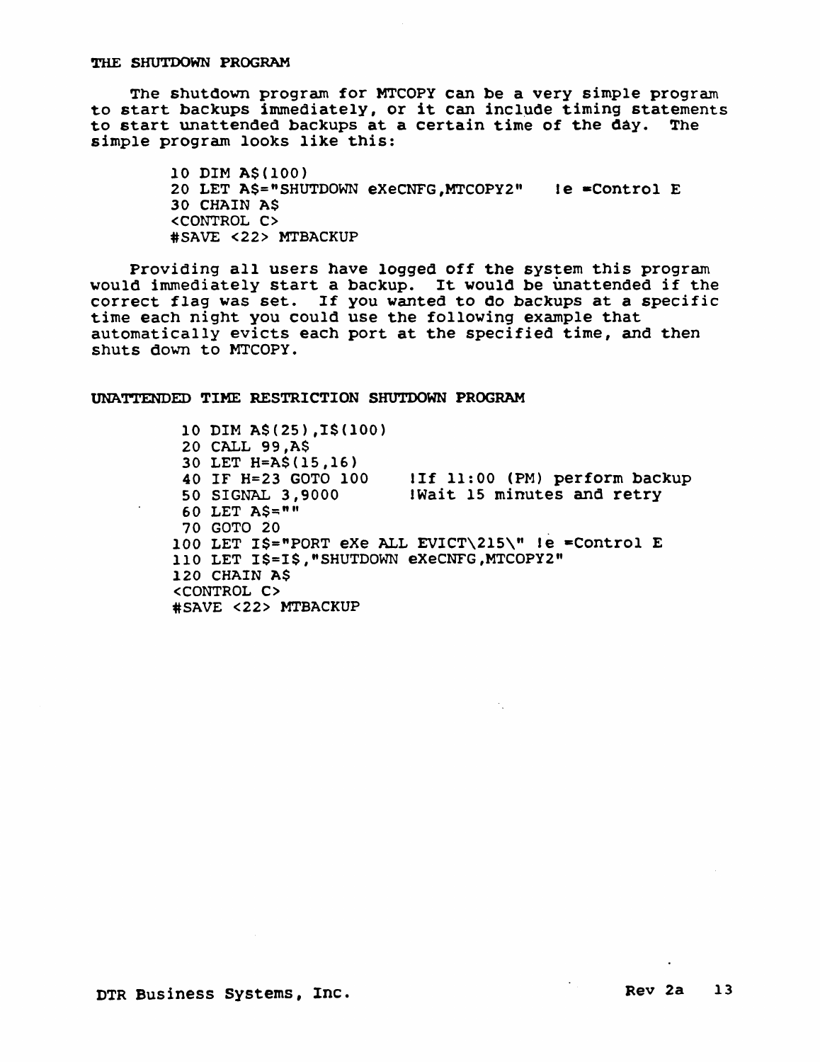THE SHUTDOWN PROGRAM

The shutdown program for MTCOPY can be a very simple program to start backups immediately, or it can include timing statements to start unattended backups at a certain time of the day. The simple program looks like this:

```
10 DIM A$(100)
20 LET A$="SHUTDOWN eXeCNFG,MTCOPY2"    !e =Control E
30 CHAIN A$
<CONTROL C>
#SAVE <22> MTBACKUP
```

Providing all users have logged off the system this program would immediately start a backup. It would be unattended if the correct flag was set. If you wanted to do backups at a specific time each night you could use the following example that automatically evicts each port at the specified time, and then shuts down to MTCOPY.

UNATTENDED TIME RESTRICTION SHUTDOWN PROGRAM

```
 10 DIM A$(25),I$(100)
 20 CALL 99,A$
 30 LET H=A$(15,16)
 40 IF H=23 GOTO 100      !If 11:00 (PM) perform backup
 50 SIGNAL 3,9000         !Wait 15 minutes and retry
 60 LET A$=""
 70 GOTO 20
100 LET I$="PORT eXe ALL EVICT\215\" !e =Control E
110 LET I$=I$,"SHUTDOWN eXeCNFG,MTCOPY2"
120 CHAIN A$
<CONTROL C>
#SAVE <22> MTBACKUP
```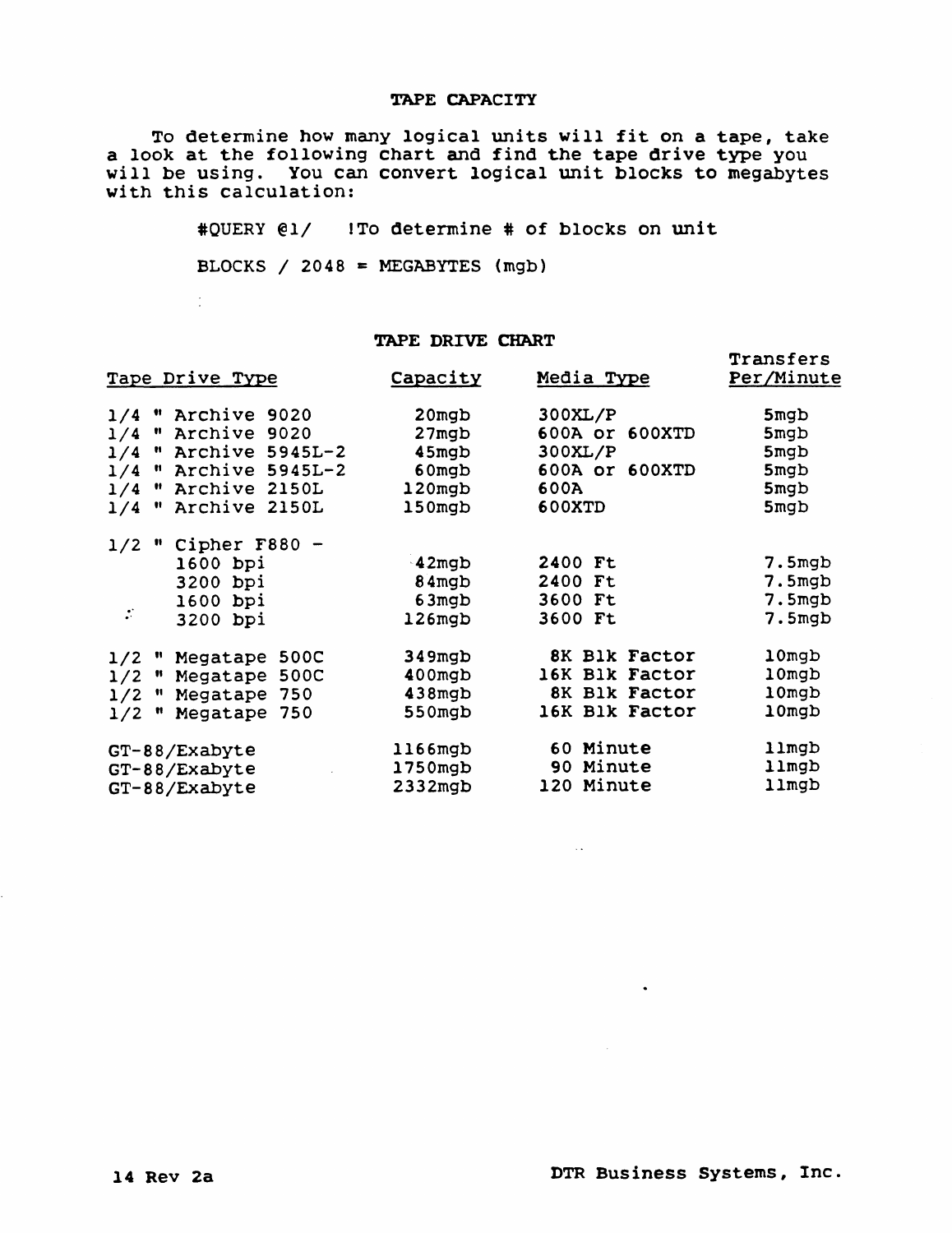## TAPE CAPACITY

To determine how many logical units will fit on a tape, take a look at the following chart and find the tape drive type you will be using. You can convert logical unit blocks to megabytes with this calculation:

```
#QUERY @1/   !To determine # of blocks on unit

BLOCKS / 2048 = MEGABYTES (mgb)
```

## TAPE DRIVE CHART

| Tape Drive Type | Capacity | Media Type | Transfers Per/Minute |
|---|---|---|---|
| 1/4 " Archive 9020 | 20mgb | 300XL/P | 5mgb |
| 1/4 " Archive 9020 | 27mgb | 600A or 600XTD | 5mgb |
| 1/4 " Archive 5945L-2 | 45mgb | 300XL/P | 5mgb |
| 1/4 " Archive 5945L-2 | 60mgb | 600A or 600XTD | 5mgb |
| 1/4 " Archive 2150L | 120mgb | 600A | 5mgb |
| 1/4 " Archive 2150L | 150mgb | 600XTD | 5mgb |
| 1/2 " Cipher F880 - | | | |
| 1600 bpi | 42mgb | 2400 Ft | 7.5mgb |
| 3200 bpi | 84mgb | 2400 Ft | 7.5mgb |
| 1600 bpi | 63mgb | 3600 Ft | 7.5mgb |
| 3200 bpi | 126mgb | 3600 Ft | 7.5mgb |
| 1/2 " Megatape 500C | 349mgb | 8K Blk Factor | 10mgb |
| 1/2 " Megatape 500C | 400mgb | 16K Blk Factor | 10mgb |
| 1/2 " Megatape 750 | 438mgb | 8K Blk Factor | 10mgb |
| 1/2 " Megatape 750 | 550mgb | 16K Blk Factor | 10mgb |
| GT-88/Exabyte | 1166mgb | 60 Minute | 11mgb |
| GT-88/Exabyte | 1750mgb | 90 Minute | 11mgb |
| GT-88/Exabyte | 2332mgb | 120 Minute | 11mgb |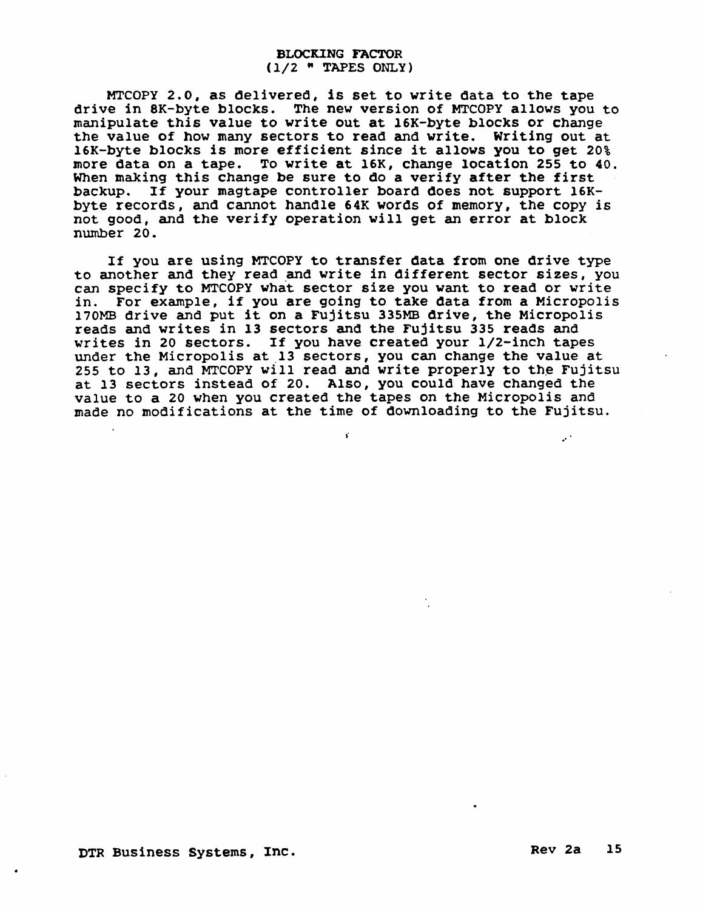## BLOCKING FACTOR
## (1/2 " TAPES ONLY)

MTCOPY 2.0, as delivered, is set to write data to the tape drive in 8K-byte blocks. The new version of MTCOPY allows you to manipulate this value to write out at 16K-byte blocks or change the value of how many sectors to read and write. Writing out at 16K-byte blocks is more efficient since it allows you to get 20% more data on a tape. To write at 16K, change location 255 to 40. When making this change be sure to do a verify after the first backup. If your magtape controller board does not support 16K-byte records, and cannot handle 64K words of memory, the copy is not good, and the verify operation will get an error at block number 20.

If you are using MTCOPY to transfer data from one drive type to another and they read and write in different sector sizes, you can specify to MTCOPY what sector size you want to read or write in. For example, if you are going to take data from a Micropolis 170MB drive and put it on a Fujitsu 335MB drive, the Micropolis reads and writes in 13 sectors and the Fujitsu 335 reads and writes in 20 sectors. If you have created your 1/2-inch tapes under the Micropolis at 13 sectors, you can change the value at 255 to 13, and MTCOPY will read and write properly to the Fujitsu at 13 sectors instead of 20. Also, you could have changed the value to a 20 when you created the tapes on the Micropolis and made no modifications at the time of downloading to the Fujitsu.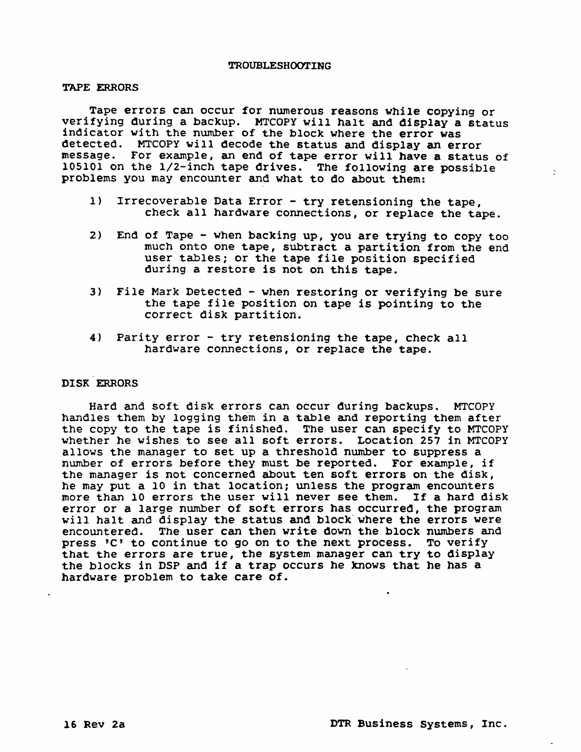# TROUBLESHOOTING

## TAPE ERRORS

Tape errors can occur for numerous reasons while copying or verifying during a backup. MTCOPY will halt and display a status indicator with the number of the block where the error was detected. MTCOPY will decode the status and display an error message. For example, an end of tape error will have a status of 105101 on the 1/2-inch tape drives. The following are possible problems you may encounter and what to do about them:

1) Irrecoverable Data Error - try retensioning the tape, check all hardware connections, or replace the tape.

2) End of Tape - when backing up, you are trying to copy too much onto one tape, subtract a partition from the end user tables; or the tape file position specified during a restore is not on this tape.

3) File Mark Detected - when restoring or verifying be sure the tape file position on tape is pointing to the correct disk partition.

4) Parity error - try retensioning the tape, check all hardware connections, or replace the tape.

## DISK ERRORS

Hard and soft disk errors can occur during backups. MTCOPY handles them by logging them in a table and reporting them after the copy to the tape is finished. The user can specify to MTCOPY whether he wishes to see all soft errors. Location 257 in MTCOPY allows the manager to set up a threshold number to suppress a number of errors before they must be reported. For example, if the manager is not concerned about ten soft errors on the disk, he may put a 10 in that location; unless the program encounters more than 10 errors the user will never see them. If a hard disk error or a large number of soft errors has occurred, the program will halt and display the status and block where the errors were encountered. The user can then write down the block numbers and press 'C' to continue to go on to the next process. To verify that the errors are true, the system manager can try to display the blocks in DSP and if a trap occurs he knows that he has a hardware problem to take care of.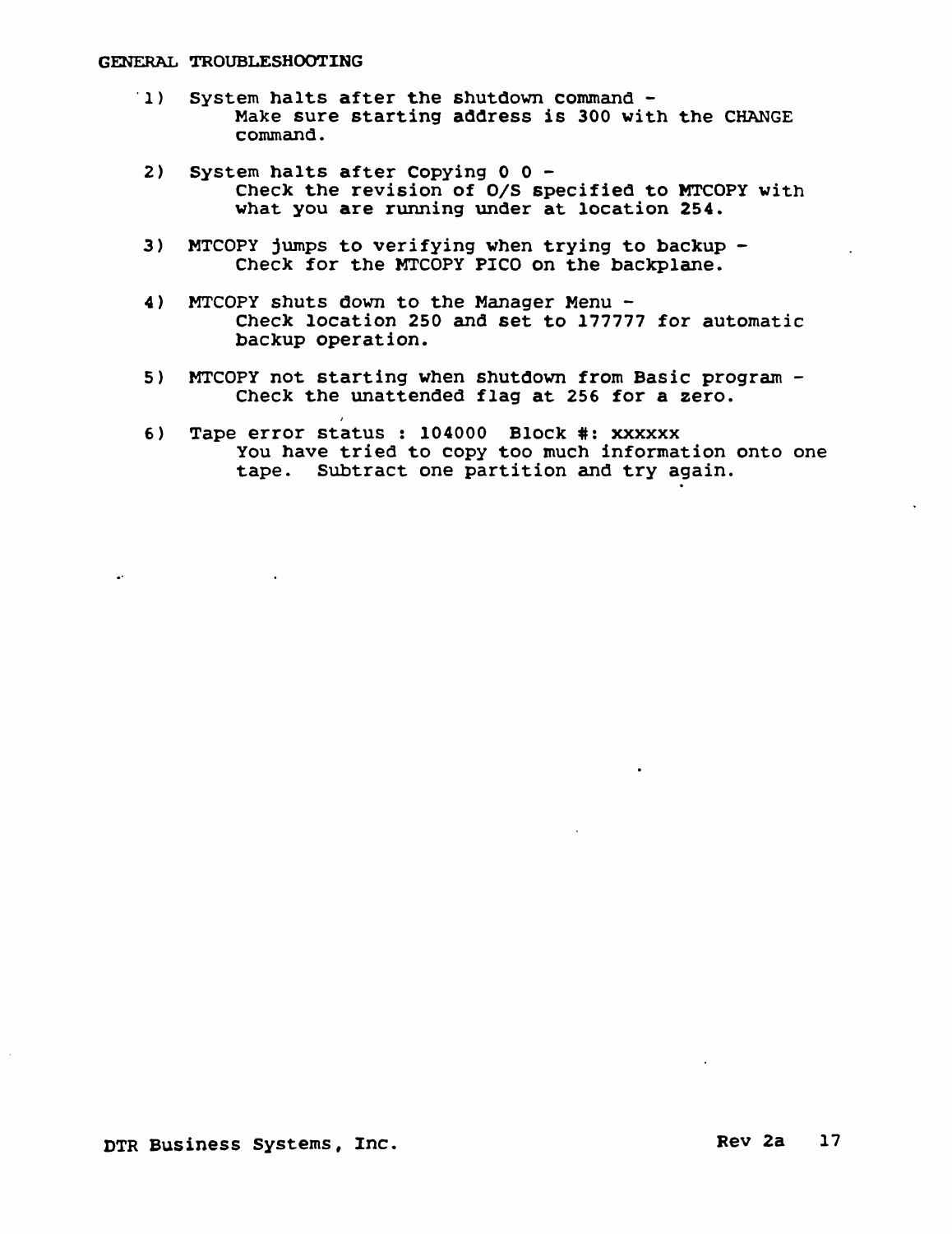## GENERAL TROUBLESHOOTING

1) System halts after the shutdown command -
   Make sure starting address is 300 with the CHANGE command.

2) System halts after Copying 0 0 -
   Check the revision of O/S specified to MTCOPY with what you are running under at location 254.

3) MTCOPY jumps to verifying when trying to backup -
   Check for the MTCOPY PICO on the backplane.

4) MTCOPY shuts down to the Manager Menu -
   Check location 250 and set to 177777 for automatic backup operation.

5) MTCOPY not starting when shutdown from Basic program -
   Check the unattended flag at 256 for a zero.

6) Tape error status : 104000 Block #: xxxxxx
   You have tried to copy too much information onto one tape. Subtract one partition and try again.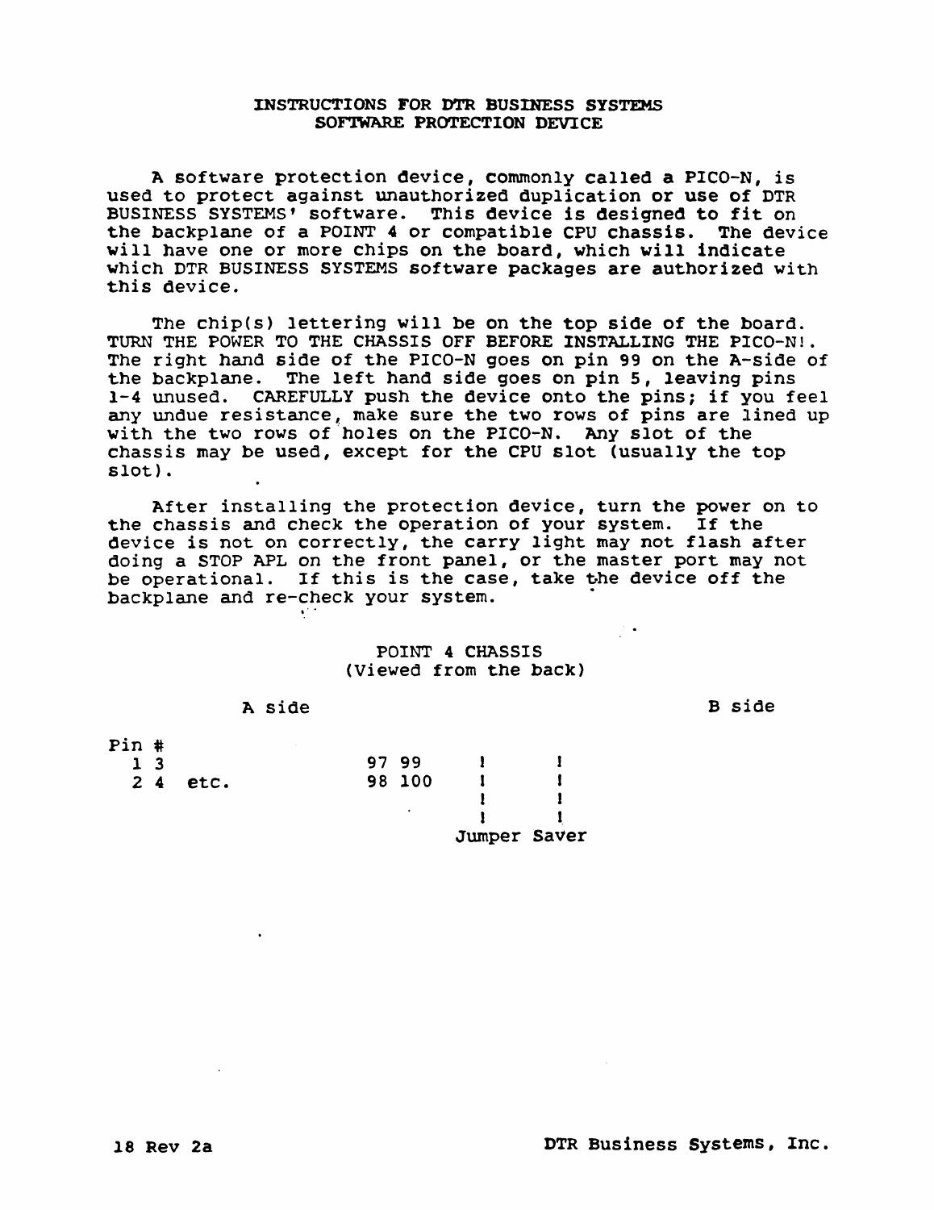# INSTRUCTIONS FOR DTR BUSINESS SYSTEMS SOFTWARE PROTECTION DEVICE

A software protection device, commonly called a PICO-N, is used to protect against unauthorized duplication or use of DTR BUSINESS SYSTEMS' software. This device is designed to fit on the backplane of a POINT 4 or compatible CPU chassis. The device will have one or more chips on the board, which will indicate which DTR BUSINESS SYSTEMS software packages are authorized with this device.

The chip(s) lettering will be on the top side of the board. TURN THE POWER TO THE CHASSIS OFF BEFORE INSTALLING THE PICO-N!. The right hand side of the PICO-N goes on pin 99 on the A-side of the backplane. The left hand side goes on pin 5, leaving pins 1-4 unused. CAREFULLY push the device onto the pins; if you feel any undue resistance, make sure the two rows of pins are lined up with the two rows of holes on the PICO-N. Any slot of the chassis may be used, except for the CPU slot (usually the top slot).

After installing the protection device, turn the power on to the chassis and check the operation of your system. If the device is not on correctly, the carry light may not flash after doing a STOP APL on the front panel, or the master port may not be operational. If this is the case, take the device off the backplane and re-check your system.

POINT 4 CHASSIS
(Viewed from the back)

```
           A side                                        B side

Pin #
  1 3                 97 99     !      !
  2 4   etc.          98 100    !      !
                                !      !
                                !      !
                              Jumper Saver
```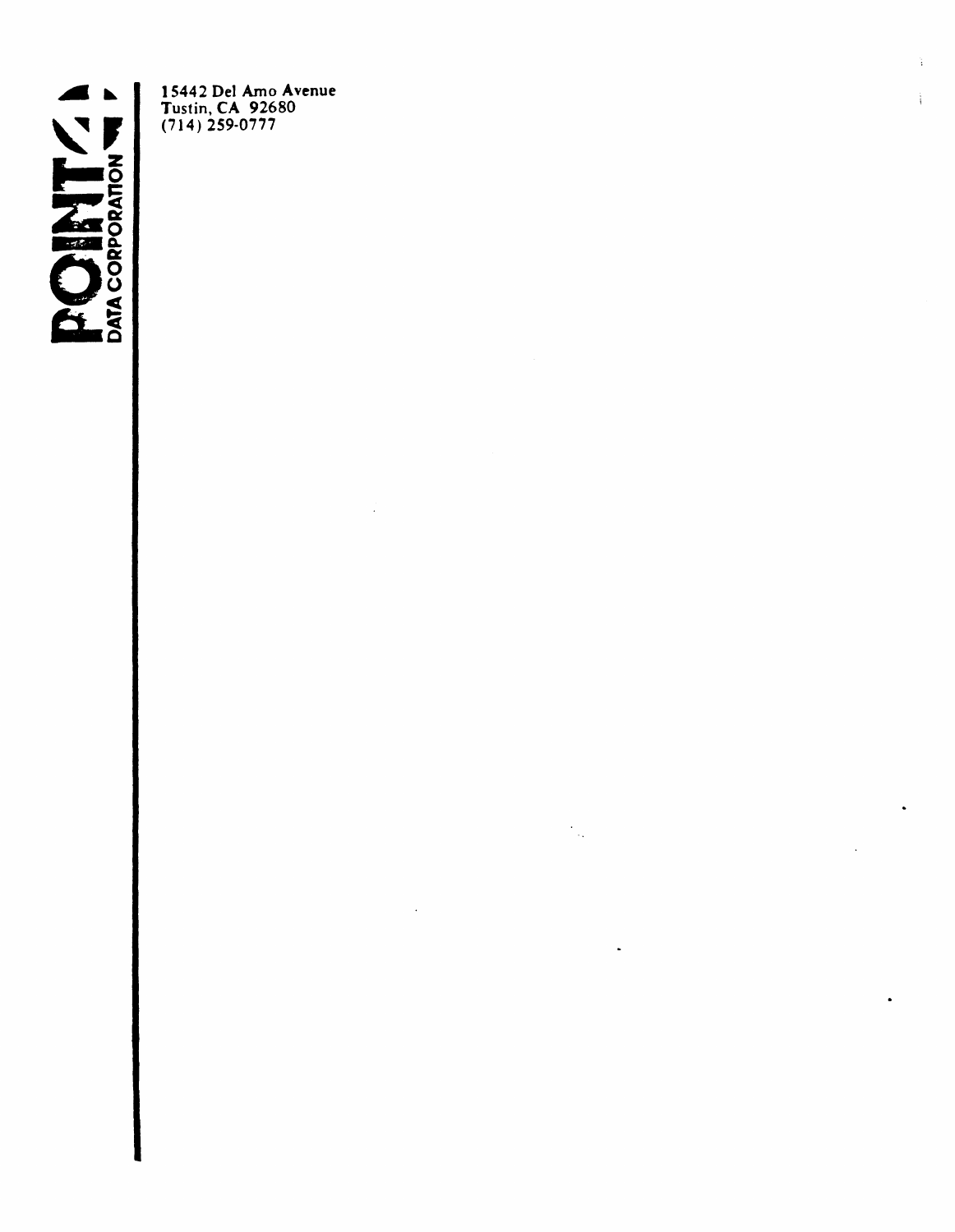POINT 4 DATA CORPORATION

15442 Del Amo Avenue
Tustin, CA 92680
(714) 259-0777